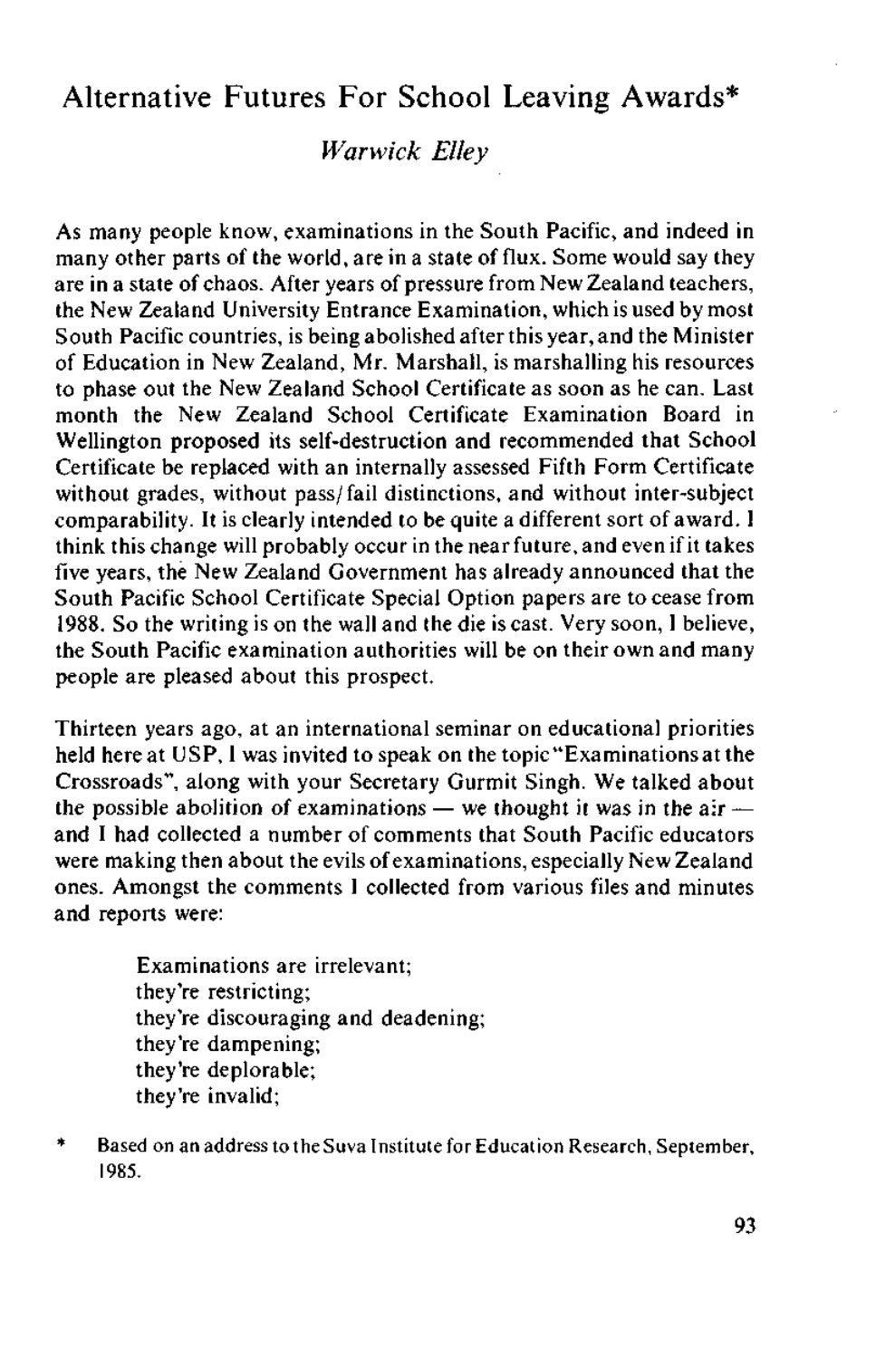# Alternative Futures For School Leaving Awards*

*Warwick Elley*

As many people know, examinations in the South Pacific, and indeed in many other parts of the world, are in a state of flux. Some would say they are in a state of chaos. After years of pressure from New Zealand teachers, the New Zealand University Entrance Examination, which is used by most South Pacific countries, is being abolished after this year, and the Minister of Education in New Zealand, Mr. Marshall, is marshalling his resources to phase out the New Zealand School Certificate as soon as he can. Last month the New Zealand School Certificate Examination Board in Wellington proposed its self-destruction and recommended that School Certificate be replaced with an internally assessed Fifth Form Certificate without grades, without pass/fail distinctions, and without inter-subject comparability. It is clearly intended to be quite a different sort of award. I think this change will probably occur in the near future, and even if it takes five years, the New Zealand Government has already announced that the South Pacific School Certificate Special Option papers are to cease from 1988. So the writing is on the wall and the die is cast. Very soon, I believe, the South Pacific examination authorities will be on their own and many people are pleased about this prospect.

Thirteen years ago, at an international seminar on educational priorities held here at USP, I was invited to speak on the topic "Examinations at the Crossroads", along with your Secretary Gurmit Singh. We talked about the possible abolition of examinations — we thought it was in the air — and I had collected a number of comments that South Pacific educators were making then about the evils of examinations, especially New Zealand ones. Amongst the comments I collected from various files and minutes and reports were:

> Examinations are irrelevant;
> they're restricting;
> they're discouraging and deadening;
> they're dampening;
> they're deplorable;
> they're invalid;

\* Based on an address to the Suva Institute for Education Research, September, 1985.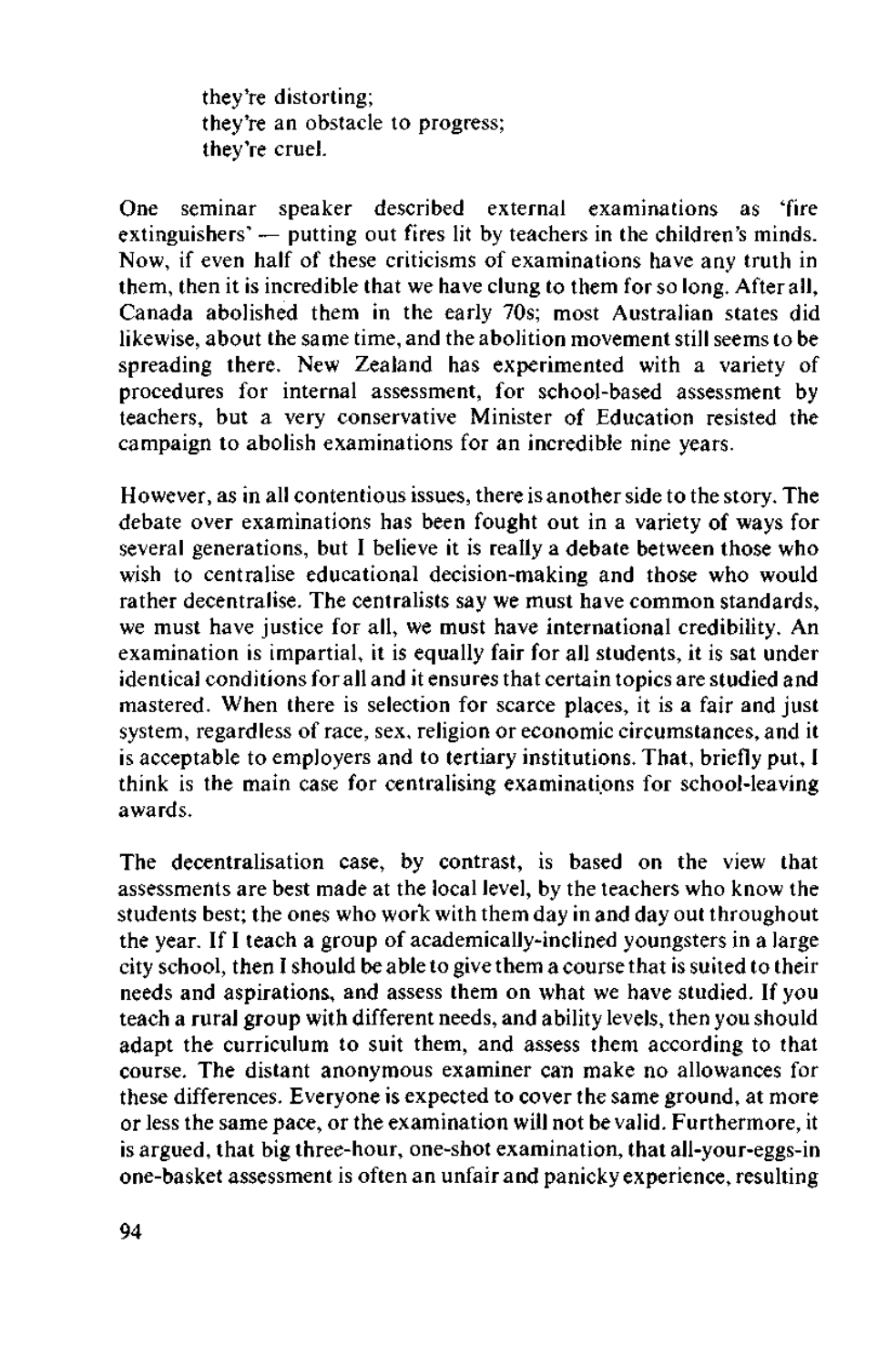they're distorting;
they're an obstacle to progress;
they're cruel.

One seminar speaker described external examinations as 'fire extinguishers' — putting out fires lit by teachers in the children's minds. Now, if even half of these criticisms of examinations have any truth in them, then it is incredible that we have clung to them for so long. After all, Canada abolished them in the early 70s; most Australian states did likewise, about the same time, and the abolition movement still seems to be spreading there. New Zealand has experimented with a variety of procedures for internal assessment, for school-based assessment by teachers, but a very conservative Minister of Education resisted the campaign to abolish examinations for an incredible nine years.

However, as in all contentious issues, there is another side to the story. The debate over examinations has been fought out in a variety of ways for several generations, but I believe it is really a debate between those who wish to centralise educational decision-making and those who would rather decentralise. The centralists say we must have common standards, we must have justice for all, we must have international credibility. An examination is impartial, it is equally fair for all students, it is sat under identical conditions for all and it ensures that certain topics are studied and mastered. When there is selection for scarce places, it is a fair and just system, regardless of race, sex, religion or economic circumstances, and it is acceptable to employers and to tertiary institutions. That, briefly put, I think is the main case for centralising examinations for school-leaving awards.

The decentralisation case, by contrast, is based on the view that assessments are best made at the local level, by the teachers who know the students best; the ones who work with them day in and day out throughout the year. If I teach a group of academically-inclined youngsters in a large city school, then I should be able to give them a course that is suited to their needs and aspirations, and assess them on what we have studied. If you teach a rural group with different needs, and ability levels, then you should adapt the curriculum to suit them, and assess them according to that course. The distant anonymous examiner can make no allowances for these differences. Everyone is expected to cover the same ground, at more or less the same pace, or the examination will not be valid. Furthermore, it is argued, that big three-hour, one-shot examination, that all-your-eggs-in one-basket assessment is often an unfair and panicky experience, resulting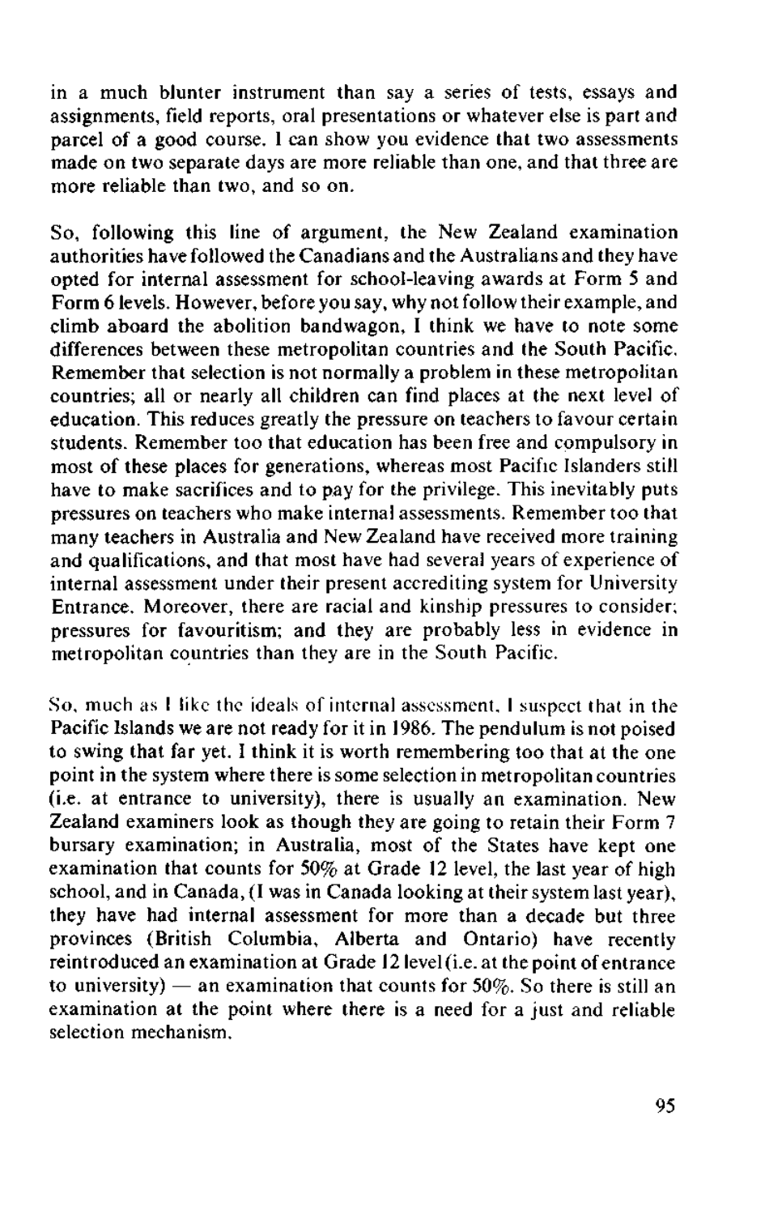in a much blunter instrument than say a series of tests, essays and assignments, field reports, oral presentations or whatever else is part and parcel of a good course. I can show you evidence that two assessments made on two separate days are more reliable than one, and that three are more reliable than two, and so on.

So, following this line of argument, the New Zealand examination authorities have followed the Canadians and the Australians and they have opted for internal assessment for school-leaving awards at Form 5 and Form 6 levels. However, before you say, why not follow their example, and climb aboard the abolition bandwagon, I think we have to note some differences between these metropolitan countries and the South Pacific. Remember that selection is not normally a problem in these metropolitan countries; all or nearly all children can find places at the next level of education. This reduces greatly the pressure on teachers to favour certain students. Remember too that education has been free and compulsory in most of these places for generations, whereas most Pacific Islanders still have to make sacrifices and to pay for the privilege. This inevitably puts pressures on teachers who make internal assessments. Remember too that many teachers in Australia and New Zealand have received more training and qualifications, and that most have had several years of experience of internal assessment under their present accrediting system for University Entrance. Moreover, there are racial and kinship pressures to consider; pressures for favouritism; and they are probably less in evidence in metropolitan countries than they are in the South Pacific.

So, much as I like the ideals of internal assessment, I suspect that in the Pacific Islands we are not ready for it in 1986. The pendulum is not poised to swing that far yet. I think it is worth remembering too that at the one point in the system where there is some selection in metropolitan countries (i.e. at entrance to university), there is usually an examination. New Zealand examiners look as though they are going to retain their Form 7 bursary examination; in Australia, most of the States have kept one examination that counts for 50% at Grade 12 level, the last year of high school, and in Canada, (I was in Canada looking at their system last year), they have had internal assessment for more than a decade but three provinces (British Columbia, Alberta and Ontario) have recently reintroduced an examination at Grade 12 level (i.e. at the point of entrance to university) — an examination that counts for 50%. So there is still an examination at the point where there is a need for a just and reliable selection mechanism.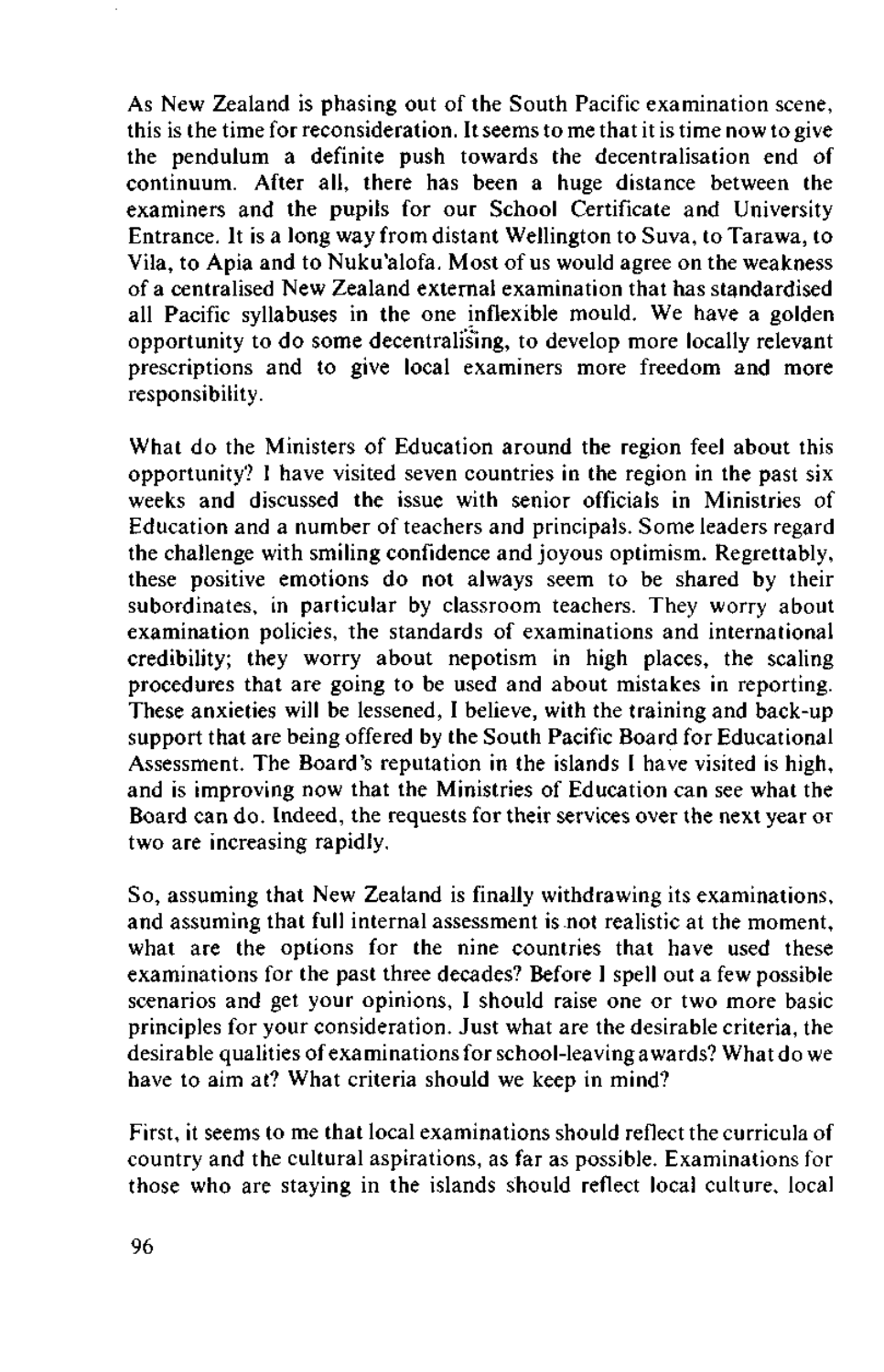As New Zealand is phasing out of the South Pacific examination scene, this is the time for reconsideration. It seems to me that it is time now to give the pendulum a definite push towards the decentralisation end of continuum. After all, there has been a huge distance between the examiners and the pupils for our School Certificate and University Entrance. It is a long way from distant Wellington to Suva, to Tarawa, to Vila, to Apia and to Nuku'alofa. Most of us would agree on the weakness of a centralised New Zealand external examination that has standardised all Pacific syllabuses in the one inflexible mould. We have a golden opportunity to do some decentralising, to develop more locally relevant prescriptions and to give local examiners more freedom and more responsibility.

What do the Ministers of Education around the region feel about this opportunity? I have visited seven countries in the region in the past six weeks and discussed the issue with senior officials in Ministries of Education and a number of teachers and principals. Some leaders regard the challenge with smiling confidence and joyous optimism. Regrettably, these positive emotions do not always seem to be shared by their subordinates, in particular by classroom teachers. They worry about examination policies, the standards of examinations and international credibility; they worry about nepotism in high places, the scaling procedures that are going to be used and about mistakes in reporting. These anxieties will be lessened, I believe, with the training and back-up support that are being offered by the South Pacific Board for Educational Assessment. The Board's reputation in the islands I have visited is high, and is improving now that the Ministries of Education can see what the Board can do. Indeed, the requests for their services over the next year or two are increasing rapidly.

So, assuming that New Zealand is finally withdrawing its examinations, and assuming that full internal assessment is not realistic at the moment, what are the options for the nine countries that have used these examinations for the past three decades? Before I spell out a few possible scenarios and get your opinions, I should raise one or two more basic principles for your consideration. Just what are the desirable criteria, the desirable qualities of examinations for school-leaving awards? What do we have to aim at? What criteria should we keep in mind?

First, it seems to me that local examinations should reflect the curricula of country and the cultural aspirations, as far as possible. Examinations for those who are staying in the islands should reflect local culture, local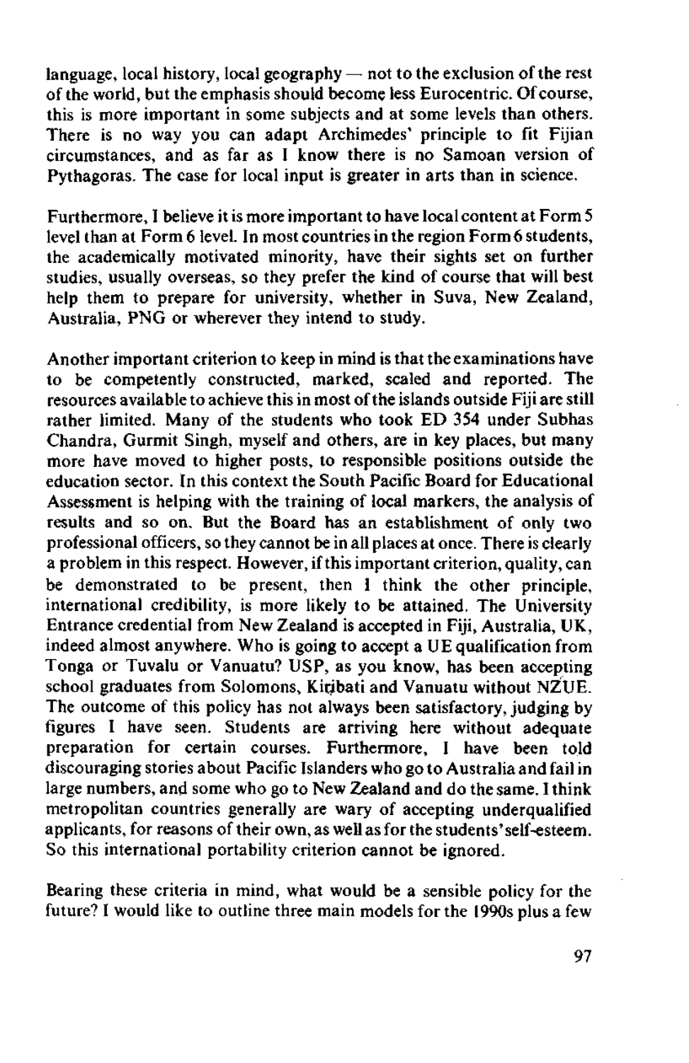language, local history, local geography — not to the exclusion of the rest of the world, but the emphasis should become less Eurocentric. Of course, this is more important in some subjects and at some levels than others. There is no way you can adapt Archimedes' principle to fit Fijian circumstances, and as far as I know there is no Samoan version of Pythagoras. The case for local input is greater in arts than in science.

Furthermore, I believe it is more important to have local content at Form 5 level than at Form 6 level. In most countries in the region Form 6 students, the academically motivated minority, have their sights set on further studies, usually overseas, so they prefer the kind of course that will best help them to prepare for university, whether in Suva, New Zealand, Australia, PNG or wherever they intend to study.

Another important criterion to keep in mind is that the examinations have to be competently constructed, marked, scaled and reported. The resources available to achieve this in most of the islands outside Fiji are still rather limited. Many of the students who took ED 354 under Subhas Chandra, Gurmit Singh, myself and others, are in key places, but many more have moved to higher posts, to responsible positions outside the education sector. In this context the South Pacific Board for Educational Assessment is helping with the training of local markers, the analysis of results and so on. But the Board has an establishment of only two professional officers, so they cannot be in all places at once. There is clearly a problem in this respect. However, if this important criterion, quality, can be demonstrated to be present, then I think the other principle, international credibility, is more likely to be attained. The University Entrance credential from New Zealand is accepted in Fiji, Australia, UK, indeed almost anywhere. Who is going to accept a UE qualification from Tonga or Tuvalu or Vanuatu? USP, as you know, has been accepting school graduates from Solomons, Kiribati and Vanuatu without NZUE. The outcome of this policy has not always been satisfactory, judging by figures I have seen. Students are arriving here without adequate preparation for certain courses. Furthermore, I have been told discouraging stories about Pacific Islanders who go to Australia and fail in large numbers, and some who go to New Zealand and do the same. I think metropolitan countries generally are wary of accepting underqualified applicants, for reasons of their own, as well as for the students' self-esteem. So this international portability criterion cannot be ignored.

Bearing these criteria in mind, what would be a sensible policy for the future? I would like to outline three main models for the 1990s plus a few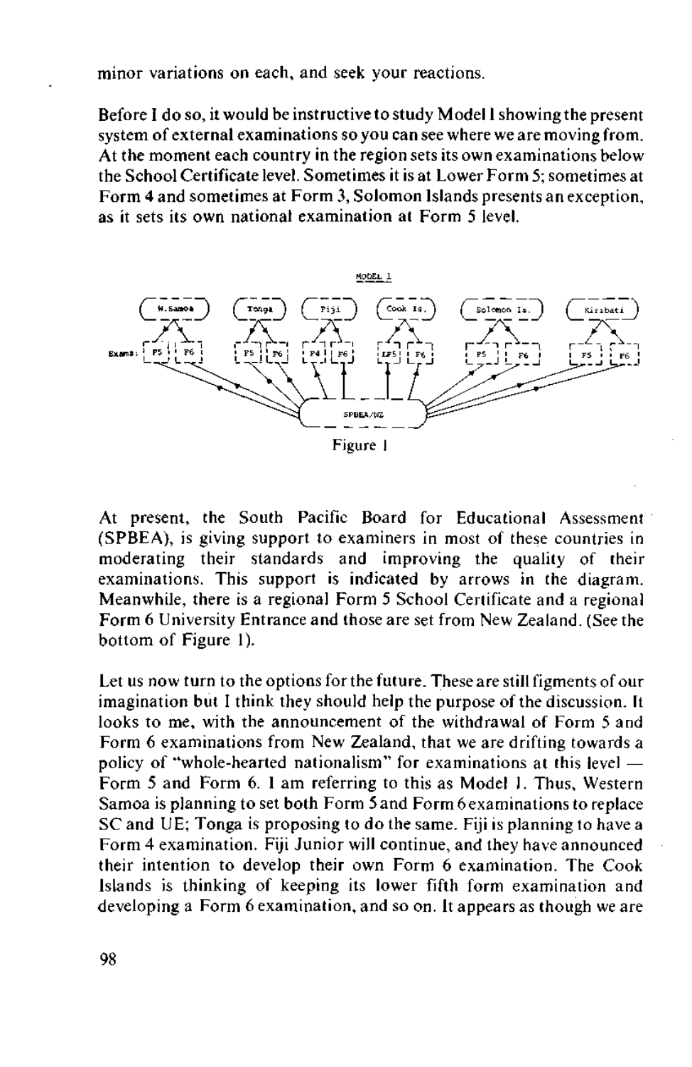minor variations on each, and seek your reactions.

Before I do so, it would be instructive to study Model I showing the present system of external examinations so you can see where we are moving from. At the moment each country in the region sets its own examinations below the School Certificate level. Sometimes it is at Lower Form 5; sometimes at Form 4 and sometimes at Form 3, Solomon Islands presents an exception, as it sets its own national examination at Form 5 level.

MODEL 1

W.Samoa | Tonga | Fiji | Cook Is. | Solomon Is. | Kiribati

Exams: F5 F6 | F5 F6 | F4 F6 | LF5 F6 | F5 F6 | F5 F6

SPBEA/NZ

Figure 1

At present, the South Pacific Board for Educational Assessment (SPBEA), is giving support to examiners in most of these countries in moderating their standards and improving the quality of their examinations. This support is indicated by arrows in the diagram. Meanwhile, there is a regional Form 5 School Certificate and a regional Form 6 University Entrance and those are set from New Zealand. (See the bottom of Figure 1).

Let us now turn to the options for the future. These are still figments of our imagination but I think they should help the purpose of the discussion. It looks to me, with the announcement of the withdrawal of Form 5 and Form 6 examinations from New Zealand, that we are drifting towards a policy of "whole-hearted nationalism" for examinations at this level — Form 5 and Form 6. I am referring to this as Model 1. Thus, Western Samoa is planning to set both Form 5 and Form 6 examinations to replace SC and UE; Tonga is proposing to do the same. Fiji is planning to have a Form 4 examination. Fiji Junior will continue, and they have announced their intention to develop their own Form 6 examination. The Cook Islands is thinking of keeping its lower fifth form examination and developing a Form 6 examination, and so on. It appears as though we are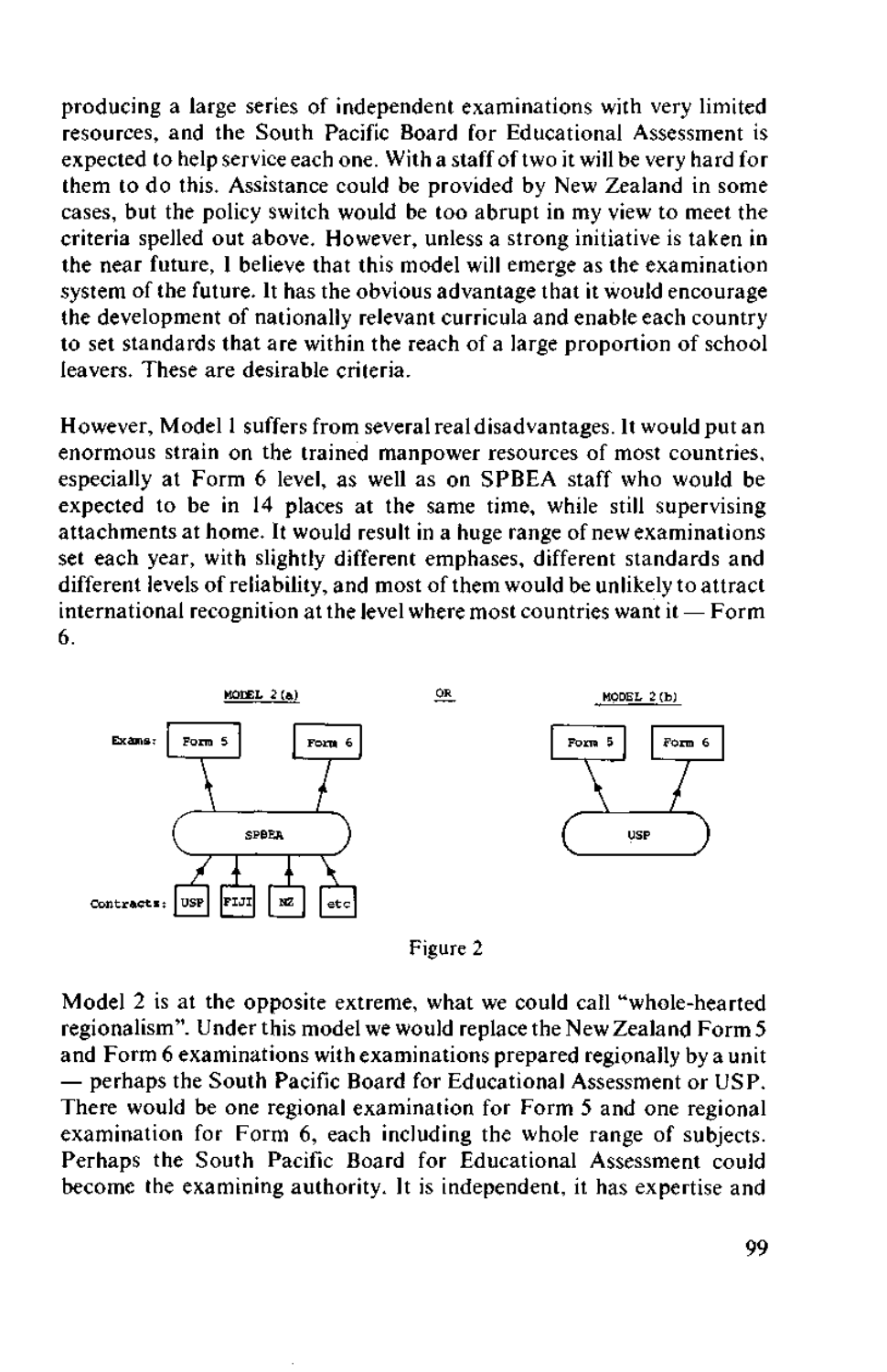producing a large series of independent examinations with very limited resources, and the South Pacific Board for Educational Assessment is expected to help service each one. With a staff of two it will be very hard for them to do this. Assistance could be provided by New Zealand in some cases, but the policy switch would be too abrupt in my view to meet the criteria spelled out above. However, unless a strong initiative is taken in the near future, I believe that this model will emerge as the examination system of the future. It has the obvious advantage that it would encourage the development of nationally relevant curricula and enable each country to set standards that are within the reach of a large proportion of school leavers. These are desirable criteria.

However, Model 1 suffers from several real disadvantages. It would put an enormous strain on the trained manpower resources of most countries, especially at Form 6 level, as well as on SPBEA staff who would be expected to be in 14 places at the same time, while still supervising attachments at home. It would result in a huge range of new examinations set each year, with slightly different emphases, different standards and different levels of reliability, and most of them would be unlikely to attract international recognition at the level where most countries want it — Form 6.

MODEL 2 (a) — Exams: Form 5, Form 6 ← SPBEA ← Contracts: USP, FIJI, NZ, etc

OR

MODEL 2 (b) — Form 5, Form 6 ← USP

Figure 2

Model 2 is at the opposite extreme, what we could call "whole-hearted regionalism". Under this model we would replace the New Zealand Form 5 and Form 6 examinations with examinations prepared regionally by a unit — perhaps the South Pacific Board for Educational Assessment or USP. There would be one regional examination for Form 5 and one regional examination for Form 6, each including the whole range of subjects. Perhaps the South Pacific Board for Educational Assessment could become the examining authority. It is independent, it has expertise and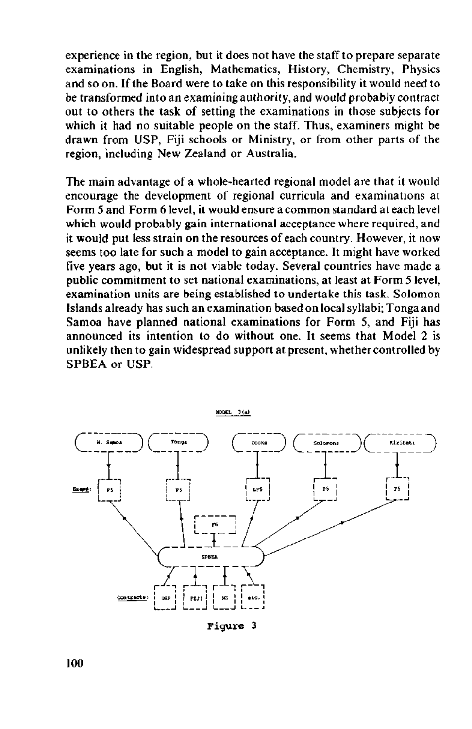experience in the region, but it does not have the staff to prepare separate examinations in English, Mathematics, History, Chemistry, Physics and so on. If the Board were to take on this responsibility it would need to be transformed into an examining authority, and would probably contract out to others the task of setting the examinations in those subjects for which it had no suitable people on the staff. Thus, examiners might be drawn from USP, Fiji schools or Ministry, or from other parts of the region, including New Zealand or Australia.

The main advantage of a whole-hearted regional model are that it would encourage the development of regional curricula and examinations at Form 5 and Form 6 level, it would ensure a common standard at each level which would probably gain international acceptance where required, and it would put less strain on the resources of each country. However, it now seems too late for such a model to gain acceptance. It might have worked five years ago, but it is not viable today. Several countries have made a public commitment to set national examinations, at least at Form 5 level, examination units are being established to undertake this task. Solomon Islands already has such an examination based on local syllabi; Tonga and Samoa have planned national examinations for Form 5, and Fiji has announced its intention to do without one. It seems that Model 2 is unlikely then to gain widespread support at present, whether controlled by SPBEA or USP.

MODEL 3(a)

W. Samoa — Tonga — Cooks — Solomons — Kiribati

Exams: F5 — F5 — LF5 — F5 — F5

F6

SPBEA

Contracts: USP — FIJI — NZ — etc.

Figure 3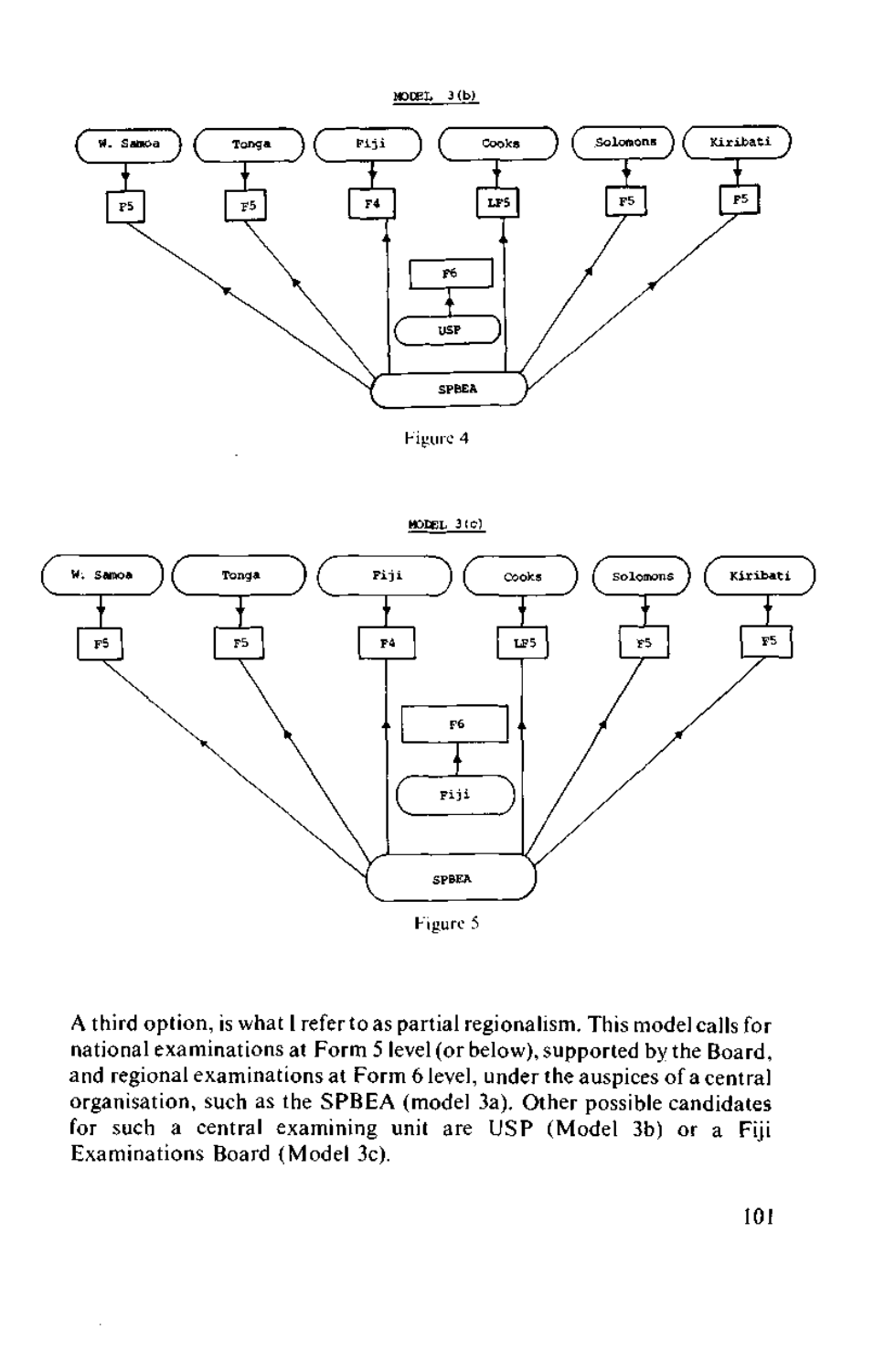MODEL 3(b)

W. Samoa → F5; Tonga → F5; Fiji → F4; Cooks → LF5; Solomons → F5; Kiribati → F5

USP → F6

SPBEA

Figure 4

MODEL 3(c)

W. Samoa → F5; Tonga → F5; Fiji → F4; Cooks → LF5; Solomons → F5; Kiribati → F5

Fiji → F6

SPBEA

Figure 5

A third option, is what I refer to as partial regionalism. This model calls for national examinations at Form 5 level (or below), supported by the Board, and regional examinations at Form 6 level, under the auspices of a central organisation, such as the SPBEA (model 3a). Other possible candidates for such a central examining unit are USP (Model 3b) or a Fiji Examinations Board (Model 3c).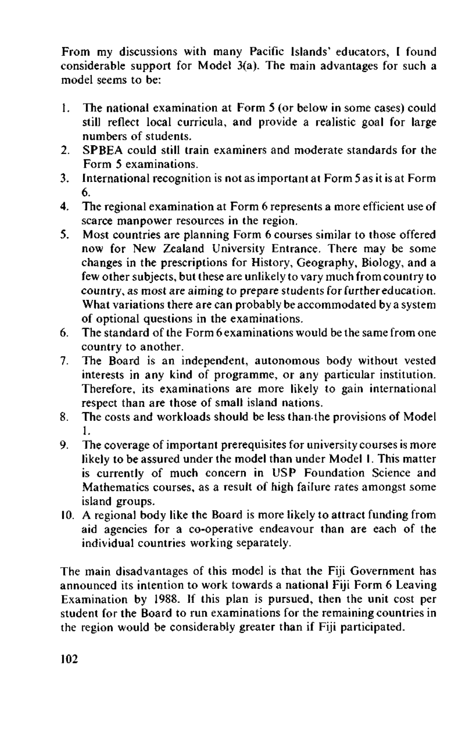From my discussions with many Pacific Islands' educators, I found considerable support for Model 3(a). The main advantages for such a model seems to be:

1. The national examination at Form 5 (or below in some cases) could still reflect local curricula, and provide a realistic goal for large numbers of students.
2. SPBEA could still train examiners and moderate standards for the Form 5 examinations.
3. International recognition is not as important at Form 5 as it is at Form 6.
4. The regional examination at Form 6 represents a more efficient use of scarce manpower resources in the region.
5. Most countries are planning Form 6 courses similar to those offered now for New Zealand University Entrance. There may be some changes in the prescriptions for History, Geography, Biology, and a few other subjects, but these are unlikely to vary much from country to country, as most are aiming to prepare students for further education. What variations there are can probably be accommodated by a system of optional questions in the examinations.
6. The standard of the Form 6 examinations would be the same from one country to another.
7. The Board is an independent, autonomous body without vested interests in any kind of programme, or any particular institution. Therefore, its examinations are more likely to gain international respect than are those of small island nations.
8. The costs and workloads should be less than the provisions of Model 1.
9. The coverage of important prerequisites for university courses is more likely to be assured under the model than under Model 1. This matter is currently of much concern in USP Foundation Science and Mathematics courses, as a result of high failure rates amongst some island groups.
10. A regional body like the Board is more likely to attract funding from aid agencies for a co-operative endeavour than are each of the individual countries working separately.

The main disadvantages of this model is that the Fiji Government has announced its intention to work towards a national Fiji Form 6 Leaving Examination by 1988. If this plan is pursued, then the unit cost per student for the Board to run examinations for the remaining countries in the region would be considerably greater than if Fiji participated.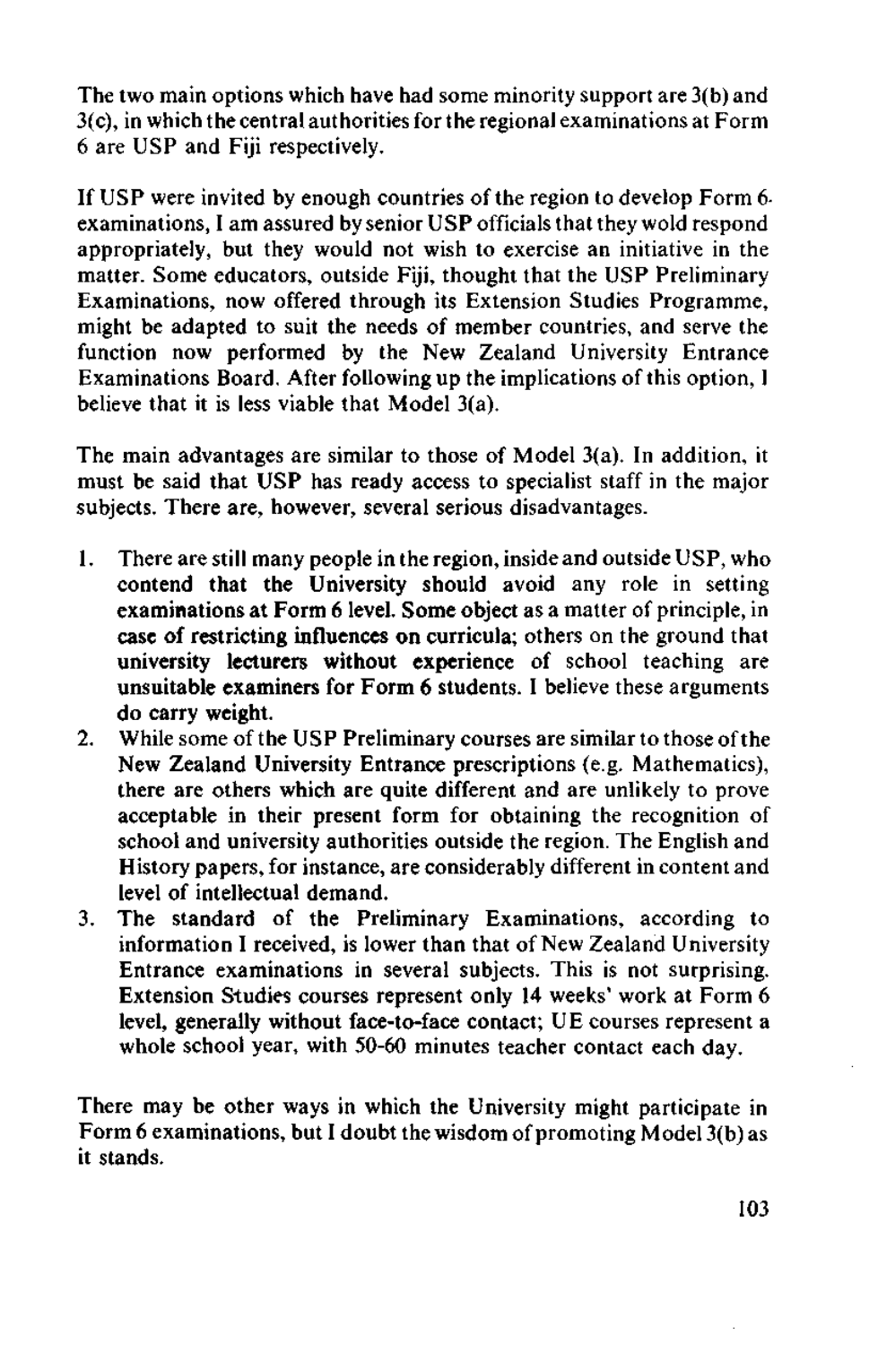The two main options which have had some minority support are 3(b) and 3(c), in which the central authorities for the regional examinations at Form 6 are USP and Fiji respectively.

If USP were invited by enough countries of the region to develop Form 6 examinations, I am assured by senior USP officials that they wold respond appropriately, but they would not wish to exercise an initiative in the matter. Some educators, outside Fiji, thought that the USP Preliminary Examinations, now offered through its Extension Studies Programme, might be adapted to suit the needs of member countries, and serve the function now performed by the New Zealand University Entrance Examinations Board. After following up the implications of this option, I believe that it is less viable that Model 3(a).

The main advantages are similar to those of Model 3(a). In addition, it must be said that USP has ready access to specialist staff in the major subjects. There are, however, several serious disadvantages.

1. There are still many people in the region, inside and outside USP, who contend that the University should avoid any role in setting examinations at Form 6 level. Some object as a matter of principle, in case of restricting influences on curricula; others on the ground that university lecturers without experience of school teaching are unsuitable examiners for Form 6 students. I believe these arguments do carry weight.
2. While some of the USP Preliminary courses are similar to those of the New Zealand University Entrance prescriptions (e.g. Mathematics), there are others which are quite different and are unlikely to prove acceptable in their present form for obtaining the recognition of school and university authorities outside the region. The English and History papers, for instance, are considerably different in content and level of intellectual demand.
3. The standard of the Preliminary Examinations, according to information I received, is lower than that of New Zealand University Entrance examinations in several subjects. This is not surprising. Extension Studies courses represent only 14 weeks' work at Form 6 level, generally without face-to-face contact; UE courses represent a whole school year, with 50-60 minutes teacher contact each day.

There may be other ways in which the University might participate in Form 6 examinations, but I doubt the wisdom of promoting Model 3(b) as it stands.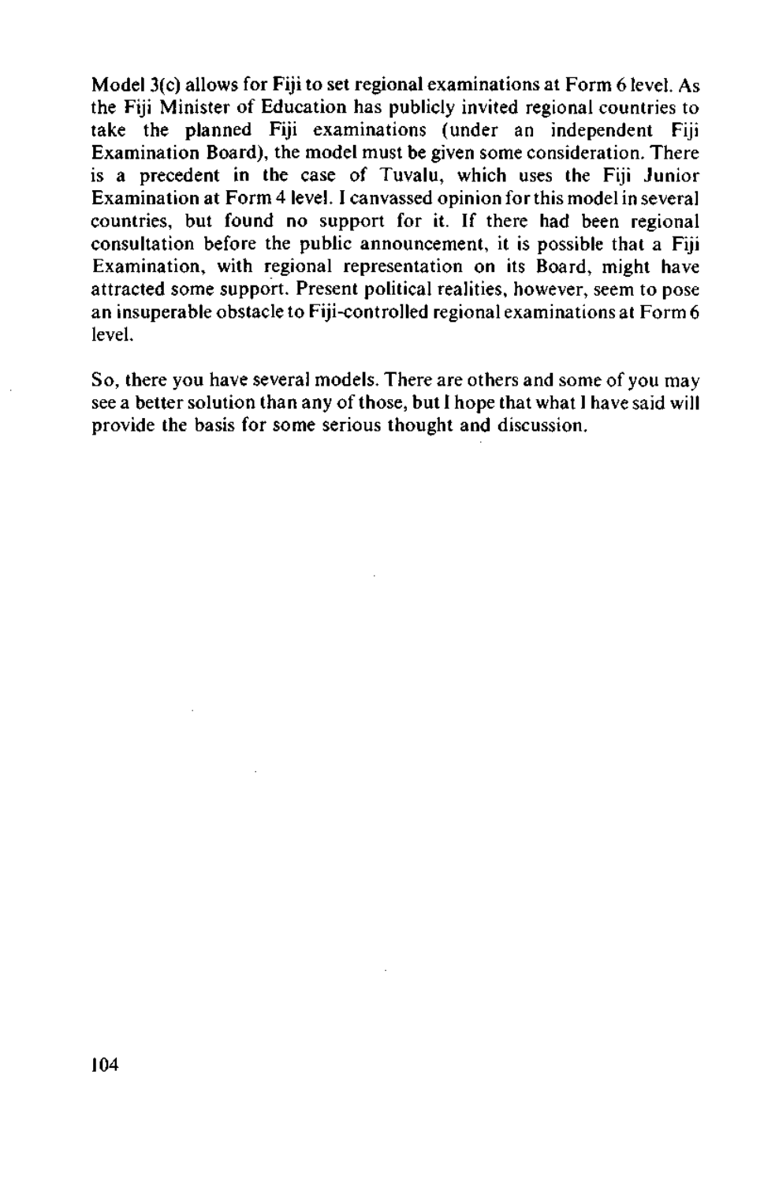Model 3(c) allows for Fiji to set regional examinations at Form 6 level. As the Fiji Minister of Education has publicly invited regional countries to take the planned Fiji examinations (under an independent Fiji Examination Board), the model must be given some consideration. There is a precedent in the case of Tuvalu, which uses the Fiji Junior Examination at Form 4 level. I canvassed opinion for this model in several countries, but found no support for it. If there had been regional consultation before the public announcement, it is possible that a Fiji Examination, with regional representation on its Board, might have attracted some support. Present political realities, however, seem to pose an insuperable obstacle to Fiji-controlled regional examinations at Form 6 level.

So, there you have several models. There are others and some of you may see a better solution than any of those, but I hope that what I have said will provide the basis for some serious thought and discussion.